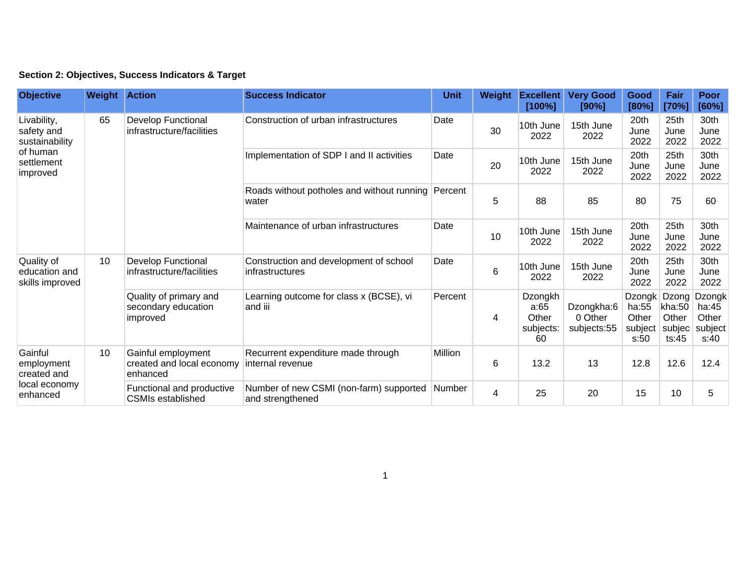**Section 2: Objectives, Success Indicators & Target**

| Objective | Weight | Action | Success Indicator | Unit | Weight | Excellent [100%] | Very Good [90%] | Good [80%] | Fair [70%] | Poor [60%] |
|---|---|---|---|---|---|---|---|---|---|---|
| Livability, safety and sustainability of human settlement improved | 65 | Develop Functional infrastructure/facilities | Construction of urban infrastructures | Date | 30 | 10th June 2022 | 15th June 2022 | 20th June 2022 | 25th June 2022 | 30th June 2022 |
| | | | Implementation of SDP I and II activities | Date | 20 | 10th June 2022 | 15th June 2022 | 20th June 2022 | 25th June 2022 | 30th June 2022 |
| | | | Roads without potholes and without running water | Percent | 5 | 88 | 85 | 80 | 75 | 60 |
| | | | Maintenance of urban infrastructures | Date | 10 | 10th June 2022 | 15th June 2022 | 20th June 2022 | 25th June 2022 | 30th June 2022 |
| Quality of education and skills improved | 10 | Develop Functional infrastructure/facilities | Construction and development of school infrastructures | Date | 6 | 10th June 2022 | 15th June 2022 | 20th June 2022 | 25th June 2022 | 30th June 2022 |
| | | Quality of primary and secondary education improved | Learning outcome for class x (BCSE), vi and iii | Percent | 4 | Dzongkha:65 Other subjects: 60 | Dzongkha:60 Other subjects:55 | Dzongkha:55 Other subjects:50 | Dzongkha:50 Other subjects:45 | Dzongkha:45 Other subjects:40 |
| Gainful employment created and local economy enhanced | 10 | Gainful employment created and local economy enhanced | Recurrent expenditure made through internal revenue | Million | 6 | 13.2 | 13 | 12.8 | 12.6 | 12.4 |
| | | Functional and productive CSMIs established | Number of new CSMI (non-farm) supported and strengthened | Number | 4 | 25 | 20 | 15 | 10 | 5 |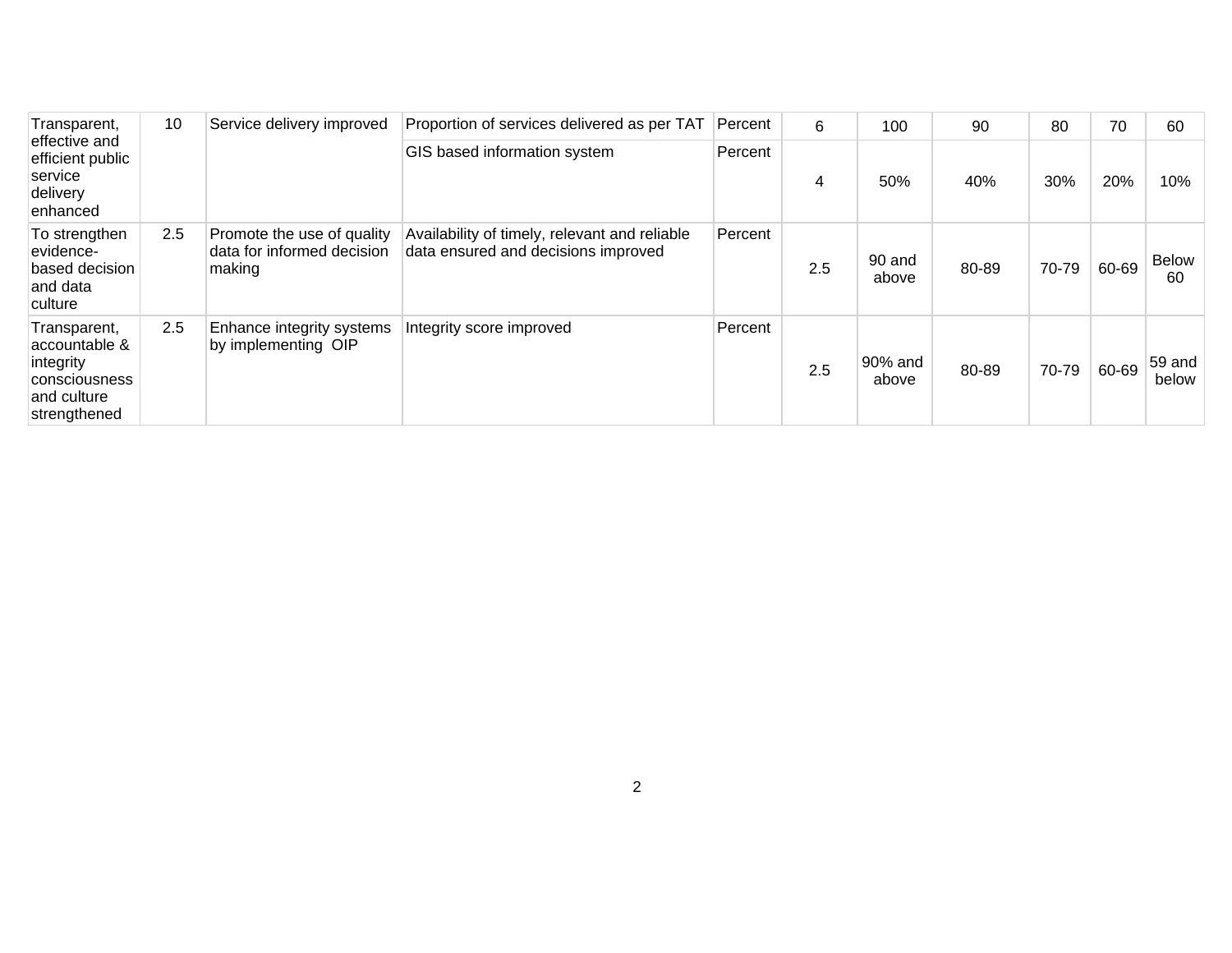| | | | | | | | | | | |
|---|---|---|---|---|---|---|---|---|---|---|
| Transparent, effective and efficient public service delivery enhanced | 10 | Service delivery improved | Proportion of services delivered as per TAT | Percent | 6 | 100 | 90 | 80 | 70 | 60 |
| | | | GIS based information system | Percent | 4 | 50% | 40% | 30% | 20% | 10% |
| To strengthen evidence-based decision and data culture | 2.5 | Promote the use of quality data for informed decision making | Availability of timely, relevant and reliable data ensured and decisions improved | Percent | 2.5 | 90 and above | 80-89 | 70-79 | 60-69 | Below 60 |
| Transparent, accountable & integrity consciousness and culture strengthened | 2.5 | Enhance integrity systems by implementing OIP | Integrity score improved | Percent | 2.5 | 90% and above | 80-89 | 70-79 | 60-69 | 59 and below |